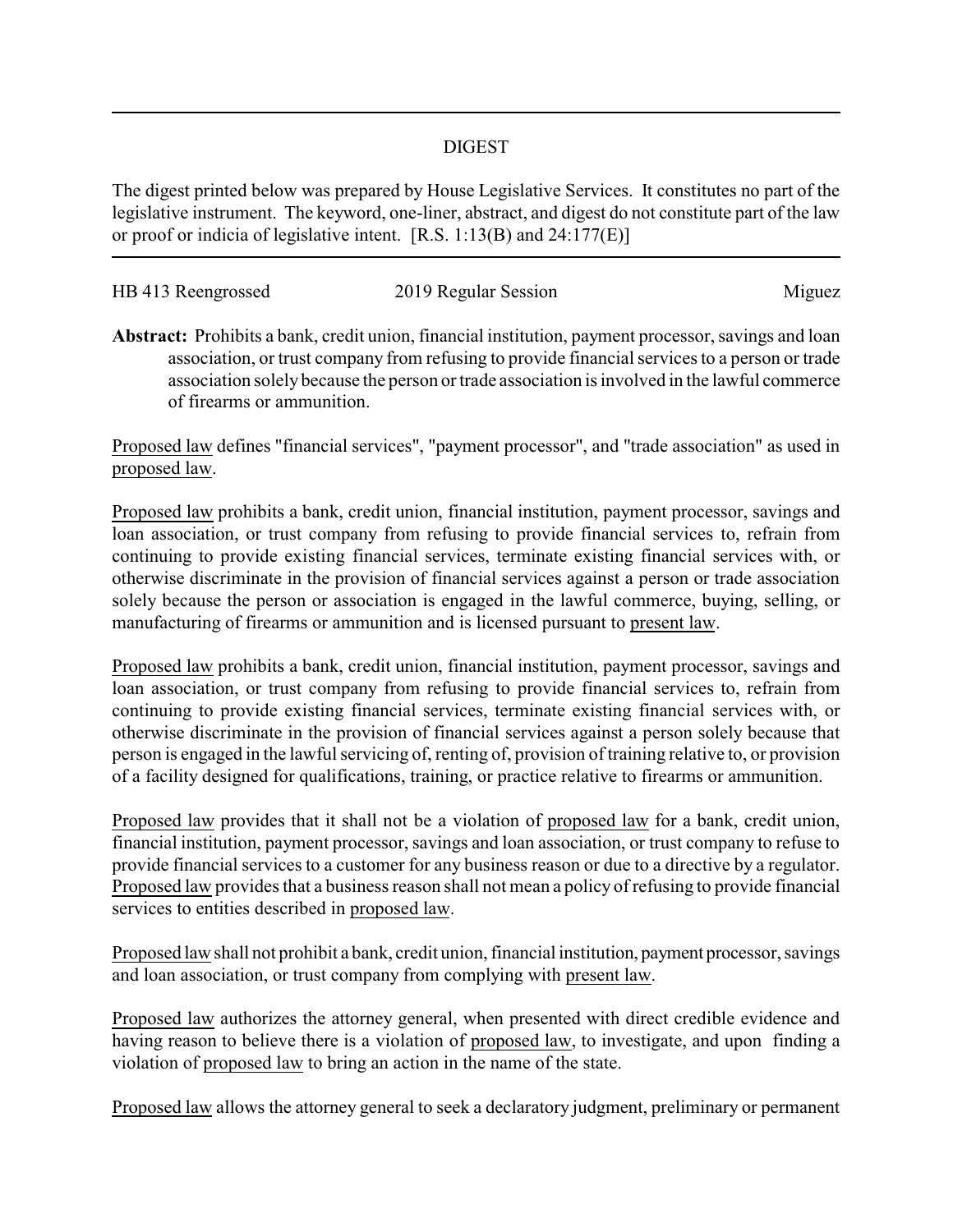# DIGEST

The digest printed below was prepared by House Legislative Services. It constitutes no part of the legislative instrument. The keyword, one-liner, abstract, and digest do not constitute part of the law or proof or indicia of legislative intent. [R.S. 1:13(B) and 24:177(E)]

---

HB 413 Reengrossed 2019 Regular Session Miguez

**Abstract:** Prohibits a bank, credit union, financial institution, payment processor, savings and loan association, or trust company from refusing to provide financial services to a person or trade association solely because the person or trade association is involved in the lawful commerce of firearms or ammunition.

Proposed law defines "financial services", "payment processor", and "trade association" as used in proposed law.

Proposed law prohibits a bank, credit union, financial institution, payment processor, savings and loan association, or trust company from refusing to provide financial services to, refrain from continuing to provide existing financial services, terminate existing financial services with, or otherwise discriminate in the provision of financial services against a person or trade association solely because the person or association is engaged in the lawful commerce, buying, selling, or manufacturing of firearms or ammunition and is licensed pursuant to present law.

Proposed law prohibits a bank, credit union, financial institution, payment processor, savings and loan association, or trust company from refusing to provide financial services to, refrain from continuing to provide existing financial services, terminate existing financial services with, or otherwise discriminate in the provision of financial services against a person solely because that person is engaged in the lawful servicing of, renting of, provision of training relative to, or provision of a facility designed for qualifications, training, or practice relative to firearms or ammunition.

Proposed law provides that it shall not be a violation of proposed law for a bank, credit union, financial institution, payment processor, savings and loan association, or trust company to refuse to provide financial services to a customer for any business reason or due to a directive by a regulator. Proposed law provides that a business reason shall not mean a policy of refusing to provide financial services to entities described in proposed law.

Proposed law shall not prohibit a bank, credit union, financial institution, payment processor, savings and loan association, or trust company from complying with present law.

Proposed law authorizes the attorney general, when presented with direct credible evidence and having reason to believe there is a violation of proposed law, to investigate, and upon finding a violation of proposed law to bring an action in the name of the state.

Proposed law allows the attorney general to seek a declaratory judgment, preliminary or permanent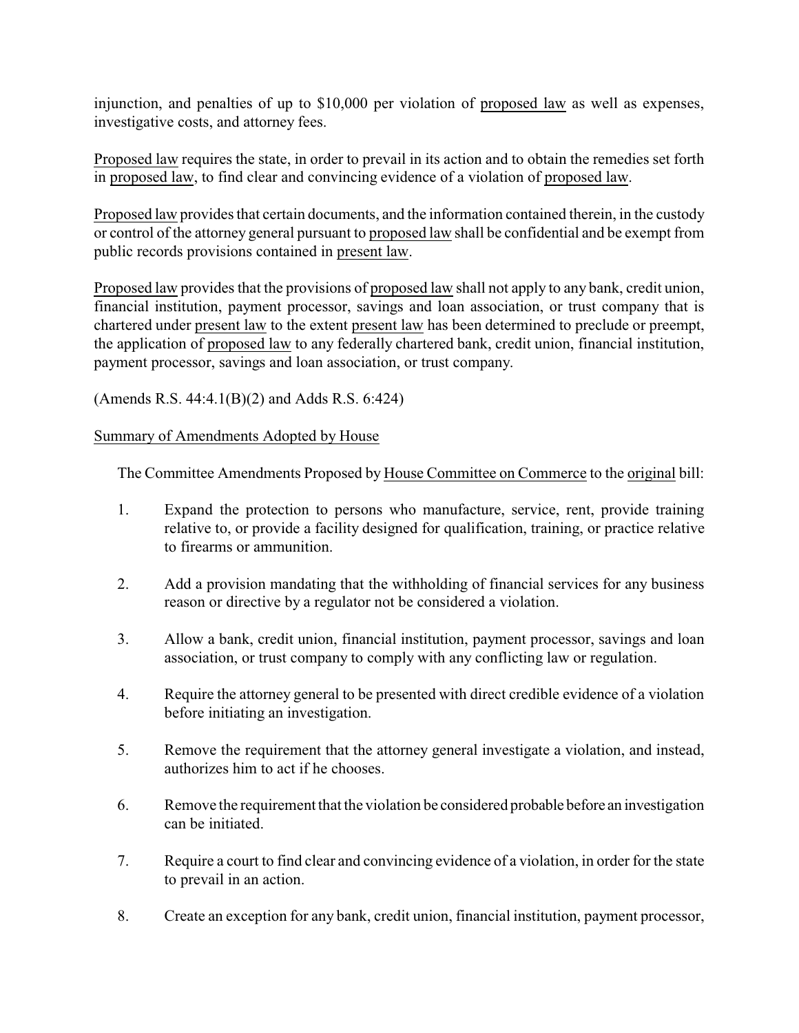injunction, and penalties of up to $10,000 per violation of proposed law as well as expenses, investigative costs, and attorney fees.

Proposed law requires the state, in order to prevail in its action and to obtain the remedies set forth in proposed law, to find clear and convincing evidence of a violation of proposed law.

Proposed law provides that certain documents, and the information contained therein, in the custody or control of the attorney general pursuant to proposed law shall be confidential and be exempt from public records provisions contained in present law.

Proposed law provides that the provisions of proposed law shall not apply to any bank, credit union, financial institution, payment processor, savings and loan association, or trust company that is chartered under present law to the extent present law has been determined to preclude or preempt, the application of proposed law to any federally chartered bank, credit union, financial institution, payment processor, savings and loan association, or trust company.

(Amends R.S. 44:4.1(B)(2) and Adds R.S. 6:424)

Summary of Amendments Adopted by House

The Committee Amendments Proposed by House Committee on Commerce to the original bill:

1. Expand the protection to persons who manufacture, service, rent, provide training relative to, or provide a facility designed for qualification, training, or practice relative to firearms or ammunition.

2. Add a provision mandating that the withholding of financial services for any business reason or directive by a regulator not be considered a violation.

3. Allow a bank, credit union, financial institution, payment processor, savings and loan association, or trust company to comply with any conflicting law or regulation.

4. Require the attorney general to be presented with direct credible evidence of a violation before initiating an investigation.

5. Remove the requirement that the attorney general investigate a violation, and instead, authorizes him to act if he chooses.

6. Remove the requirement that the violation be considered probable before an investigation can be initiated.

7. Require a court to find clear and convincing evidence of a violation, in order for the state to prevail in an action.

8. Create an exception for any bank, credit union, financial institution, payment processor,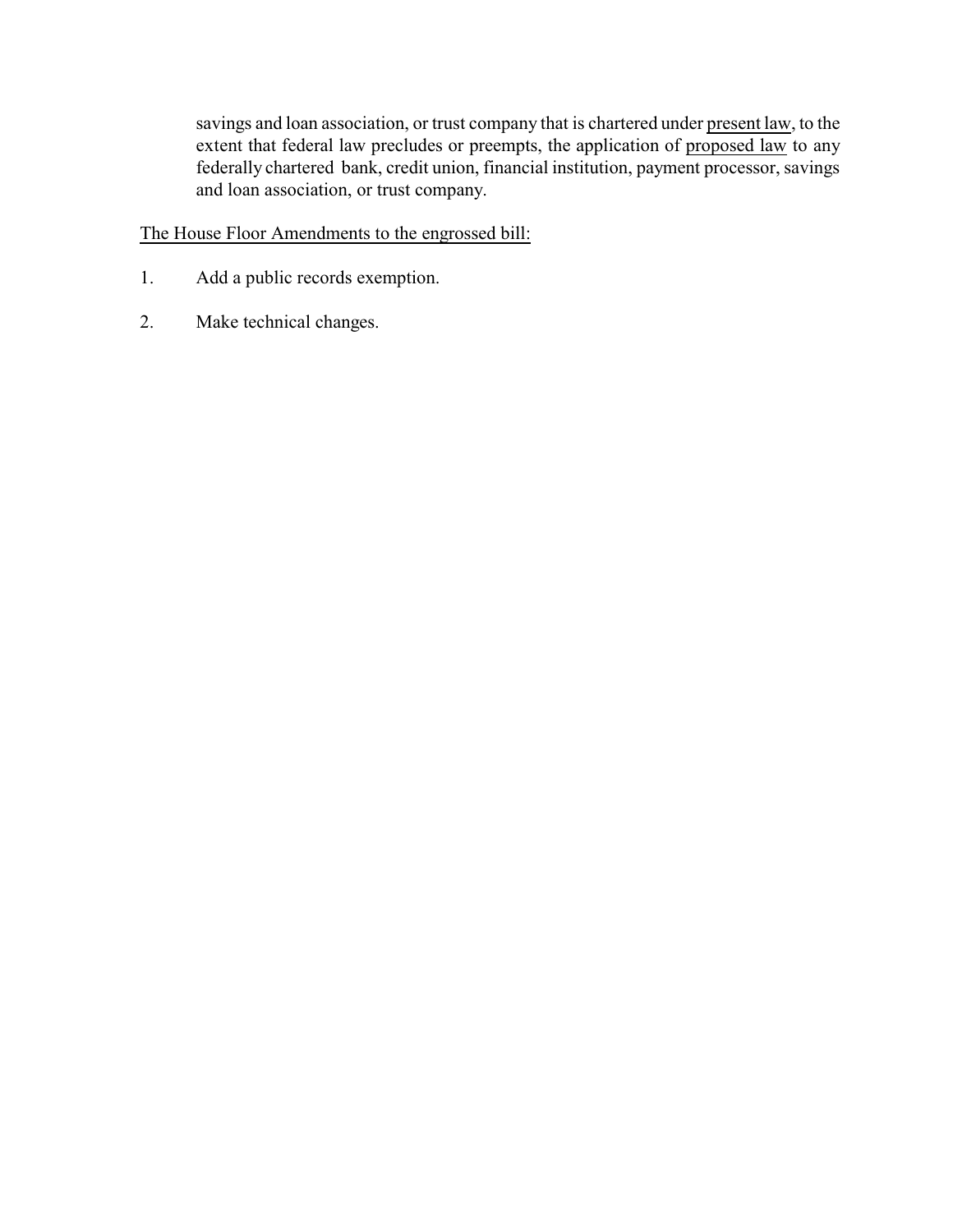savings and loan association, or trust company that is chartered under present law, to the extent that federal law precludes or preempts, the application of proposed law to any federally chartered bank, credit union, financial institution, payment processor, savings and loan association, or trust company.

The House Floor Amendments to the engrossed bill:

1. Add a public records exemption.

2. Make technical changes.